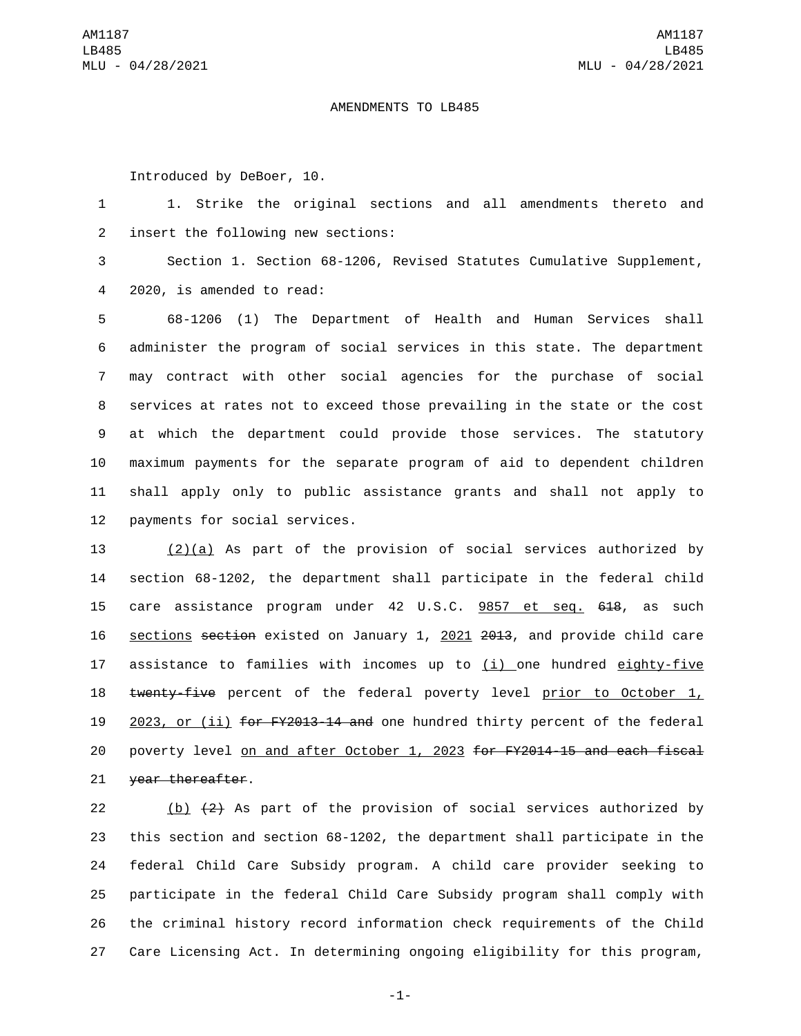AMENDMENTS TO LB485

Introduced by DeBoer, 10.

1. Strike the original sections and all amendments thereto and insert the following new sections:

Section 1. Section 68-1206, Revised Statutes Cumulative Supplement, 2020, is amended to read:

68-1206 (1) The Department of Health and Human Services shall administer the program of social services in this state. The department may contract with other social agencies for the purchase of social services at rates not to exceed those prevailing in the state or the cost at which the department could provide those services. The statutory maximum payments for the separate program of aid to dependent children shall apply only to public assistance grants and shall not apply to payments for social services.

<u>(2)(a)</u> As part of the provision of social services authorized by section 68-1202, the department shall participate in the federal child care assistance program under 42 U.S.C. <u>9857 et seq.</u> ~~618~~, as such <u>sections</u> ~~section~~ existed on January 1, <u>2021</u> ~~2013~~, and provide child care assistance to families with incomes up to <u>(i)</u> one hundred <u>eighty-five</u> ~~twenty-five~~ percent of the federal poverty level <u>prior to October 1, 2023, or (ii)</u> ~~for FY2013-14 and~~ one hundred thirty percent of the federal poverty level <u>on and after October 1, 2023</u> ~~for FY2014-15 and each fiscal year thereafter~~.

<u>(b)</u> ~~(2)~~ As part of the provision of social services authorized by this section and section 68-1202, the department shall participate in the federal Child Care Subsidy program. A child care provider seeking to participate in the federal Child Care Subsidy program shall comply with the criminal history record information check requirements of the Child Care Licensing Act. In determining ongoing eligibility for this program,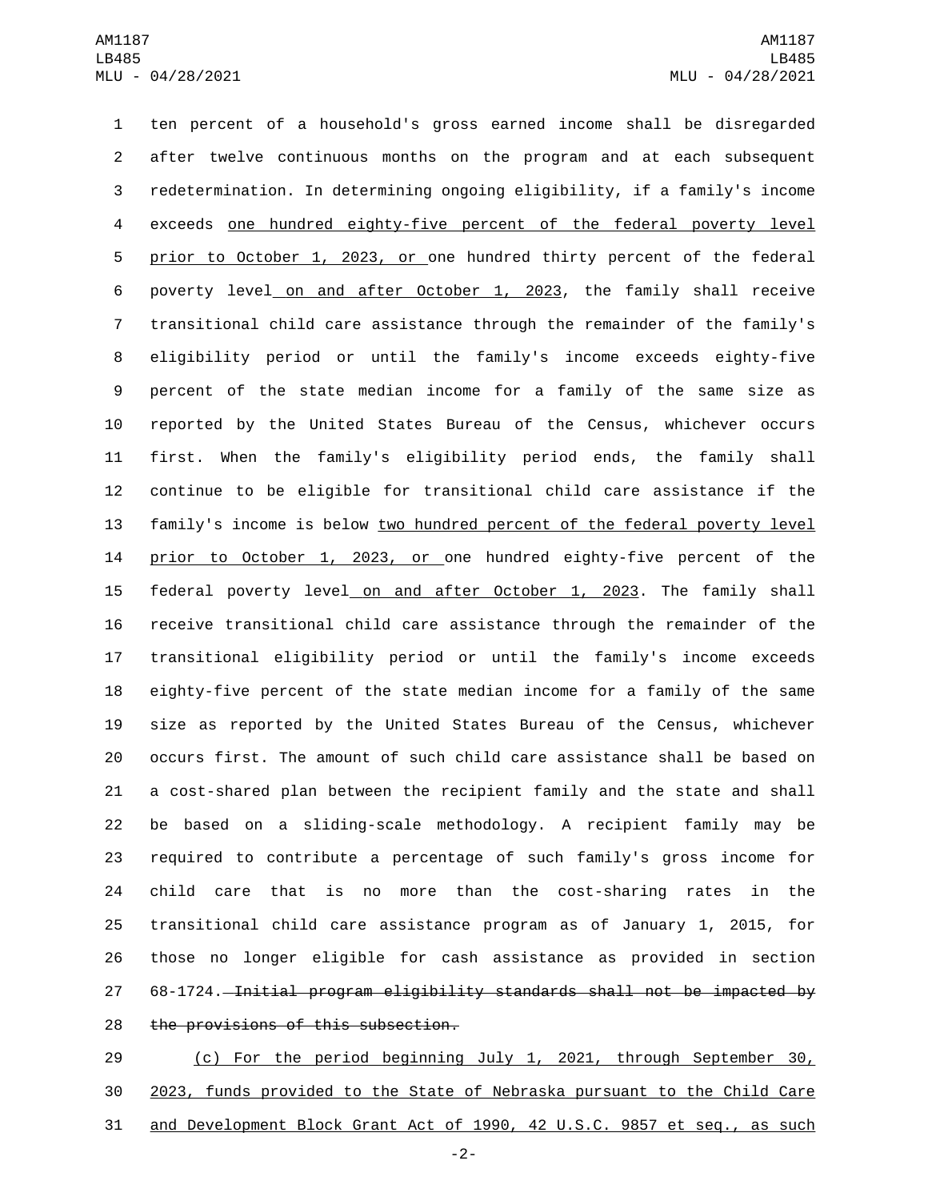ten percent of a household's gross earned income shall be disregarded after twelve continuous months on the program and at each subsequent redetermination. In determining ongoing eligibility, if a family's income exceeds one hundred eighty-five percent of the federal poverty level prior to October 1, 2023, or one hundred thirty percent of the federal poverty level on and after October 1, 2023, the family shall receive transitional child care assistance through the remainder of the family's eligibility period or until the family's income exceeds eighty-five percent of the state median income for a family of the same size as reported by the United States Bureau of the Census, whichever occurs first. When the family's eligibility period ends, the family shall continue to be eligible for transitional child care assistance if the family's income is below two hundred percent of the federal poverty level prior to October 1, 2023, or one hundred eighty-five percent of the federal poverty level on and after October 1, 2023. The family shall receive transitional child care assistance through the remainder of the transitional eligibility period or until the family's income exceeds eighty-five percent of the state median income for a family of the same size as reported by the United States Bureau of the Census, whichever occurs first. The amount of such child care assistance shall be based on a cost-shared plan between the recipient family and the state and shall be based on a sliding-scale methodology. A recipient family may be required to contribute a percentage of such family's gross income for child care that is no more than the cost-sharing rates in the transitional child care assistance program as of January 1, 2015, for those no longer eligible for cash assistance as provided in section 68-1724. ~~Initial program eligibility standards shall not be impacted by the provisions of this subsection.~~

(c) For the period beginning July 1, 2021, through September 30, 2023, funds provided to the State of Nebraska pursuant to the Child Care and Development Block Grant Act of 1990, 42 U.S.C. 9857 et seq., as such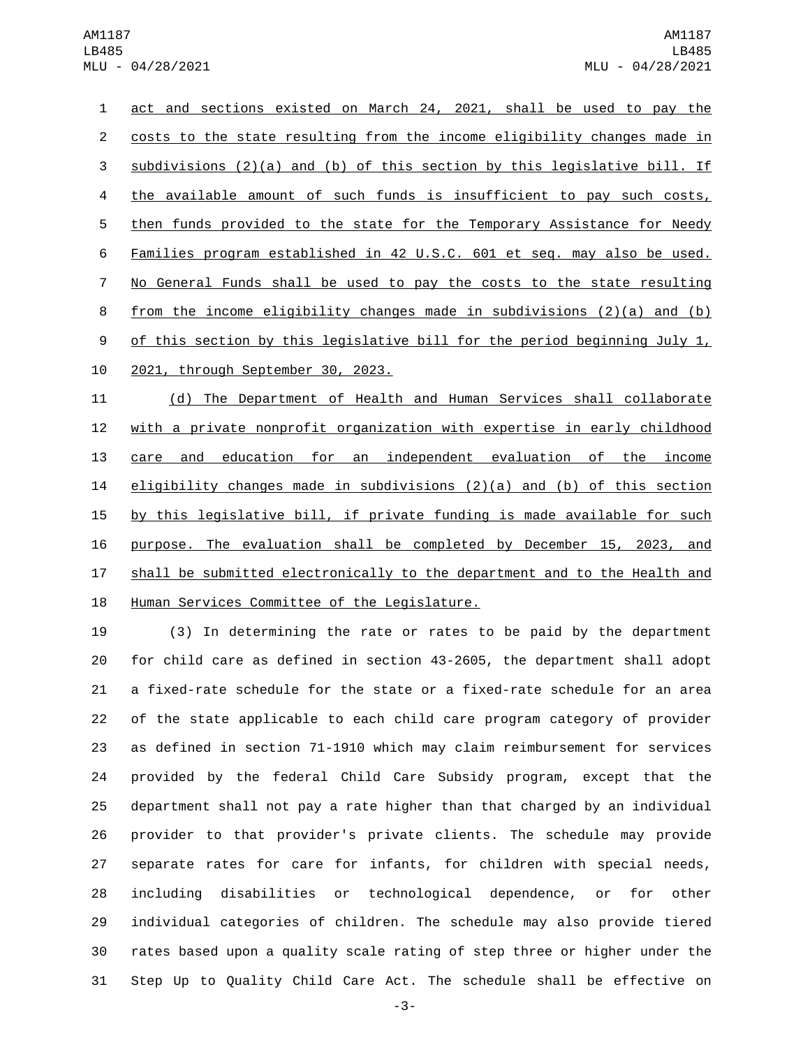act and sections existed on March 24, 2021, shall be used to pay the costs to the state resulting from the income eligibility changes made in subdivisions (2)(a) and (b) of this section by this legislative bill. If the available amount of such funds is insufficient to pay such costs, then funds provided to the state for the Temporary Assistance for Needy Families program established in 42 U.S.C. 601 et seq. may also be used. No General Funds shall be used to pay the costs to the state resulting from the income eligibility changes made in subdivisions (2)(a) and (b) of this section by this legislative bill for the period beginning July 1, 2021, through September 30, 2023.

(d) The Department of Health and Human Services shall collaborate with a private nonprofit organization with expertise in early childhood care and education for an independent evaluation of the income eligibility changes made in subdivisions (2)(a) and (b) of this section by this legislative bill, if private funding is made available for such purpose. The evaluation shall be completed by December 15, 2023, and shall be submitted electronically to the department and to the Health and Human Services Committee of the Legislature.

(3) In determining the rate or rates to be paid by the department for child care as defined in section 43-2605, the department shall adopt a fixed-rate schedule for the state or a fixed-rate schedule for an area of the state applicable to each child care program category of provider as defined in section 71-1910 which may claim reimbursement for services provided by the federal Child Care Subsidy program, except that the department shall not pay a rate higher than that charged by an individual provider to that provider's private clients. The schedule may provide separate rates for care for infants, for children with special needs, including disabilities or technological dependence, or for other individual categories of children. The schedule may also provide tiered rates based upon a quality scale rating of step three or higher under the Step Up to Quality Child Care Act. The schedule shall be effective on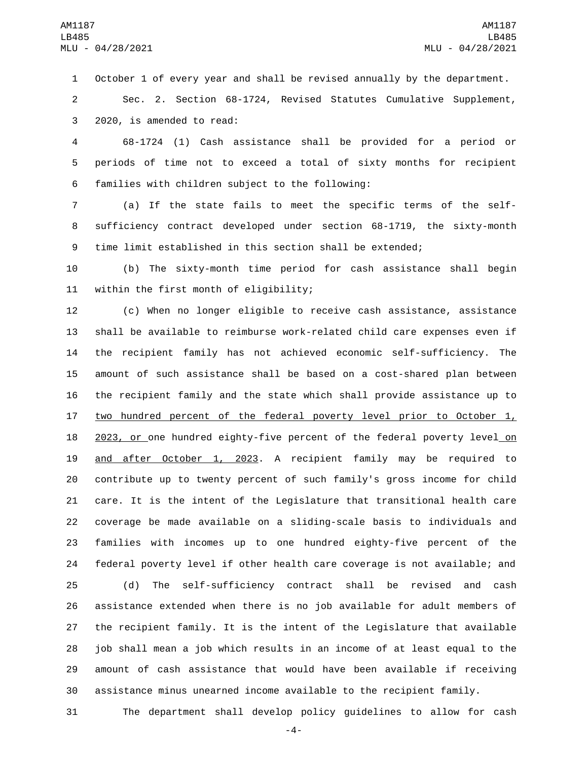October 1 of every year and shall be revised annually by the department.

Sec. 2. Section 68-1724, Revised Statutes Cumulative Supplement, 2020, is amended to read:

68-1724 (1) Cash assistance shall be provided for a period or periods of time not to exceed a total of sixty months for recipient families with children subject to the following:

(a) If the state fails to meet the specific terms of the self-sufficiency contract developed under section 68-1719, the sixty-month time limit established in this section shall be extended;

(b) The sixty-month time period for cash assistance shall begin within the first month of eligibility;

(c) When no longer eligible to receive cash assistance, assistance shall be available to reimburse work-related child care expenses even if the recipient family has not achieved economic self-sufficiency. The amount of such assistance shall be based on a cost-shared plan between the recipient family and the state which shall provide assistance up to <u>two hundred percent of the federal poverty level prior to October 1, 2023, or</u> one hundred eighty-five percent of the federal poverty level <u>on and after October 1, 2023</u>. A recipient family may be required to contribute up to twenty percent of such family's gross income for child care. It is the intent of the Legislature that transitional health care coverage be made available on a sliding-scale basis to individuals and families with incomes up to one hundred eighty-five percent of the federal poverty level if other health care coverage is not available; and

(d) The self-sufficiency contract shall be revised and cash assistance extended when there is no job available for adult members of the recipient family. It is the intent of the Legislature that available job shall mean a job which results in an income of at least equal to the amount of cash assistance that would have been available if receiving assistance minus unearned income available to the recipient family.

The department shall develop policy guidelines to allow for cash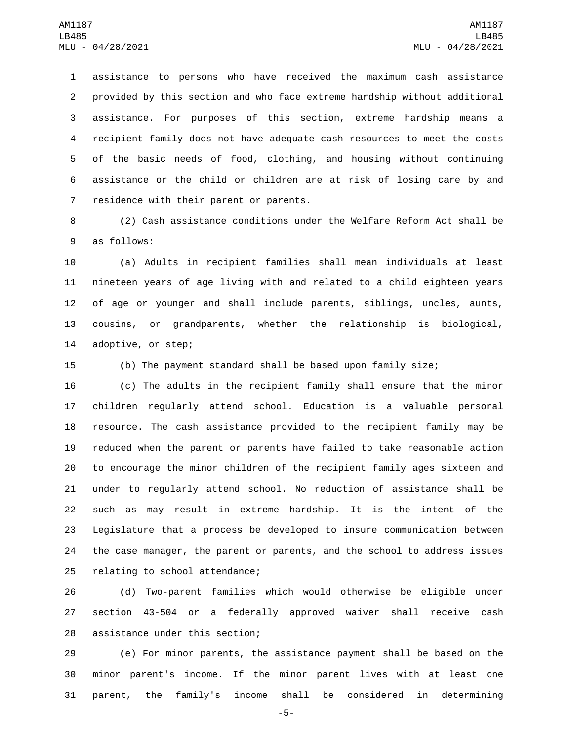assistance to persons who have received the maximum cash assistance provided by this section and who face extreme hardship without additional assistance. For purposes of this section, extreme hardship means a recipient family does not have adequate cash resources to meet the costs of the basic needs of food, clothing, and housing without continuing assistance or the child or children are at risk of losing care by and residence with their parent or parents.

(2) Cash assistance conditions under the Welfare Reform Act shall be as follows:

(a) Adults in recipient families shall mean individuals at least nineteen years of age living with and related to a child eighteen years of age or younger and shall include parents, siblings, uncles, aunts, cousins, or grandparents, whether the relationship is biological, adoptive, or step;

(b) The payment standard shall be based upon family size;

(c) The adults in the recipient family shall ensure that the minor children regularly attend school. Education is a valuable personal resource. The cash assistance provided to the recipient family may be reduced when the parent or parents have failed to take reasonable action to encourage the minor children of the recipient family ages sixteen and under to regularly attend school. No reduction of assistance shall be such as may result in extreme hardship. It is the intent of the Legislature that a process be developed to insure communication between the case manager, the parent or parents, and the school to address issues relating to school attendance;

(d) Two-parent families which would otherwise be eligible under section 43-504 or a federally approved waiver shall receive cash assistance under this section;

(e) For minor parents, the assistance payment shall be based on the minor parent's income. If the minor parent lives with at least one parent, the family's income shall be considered in determining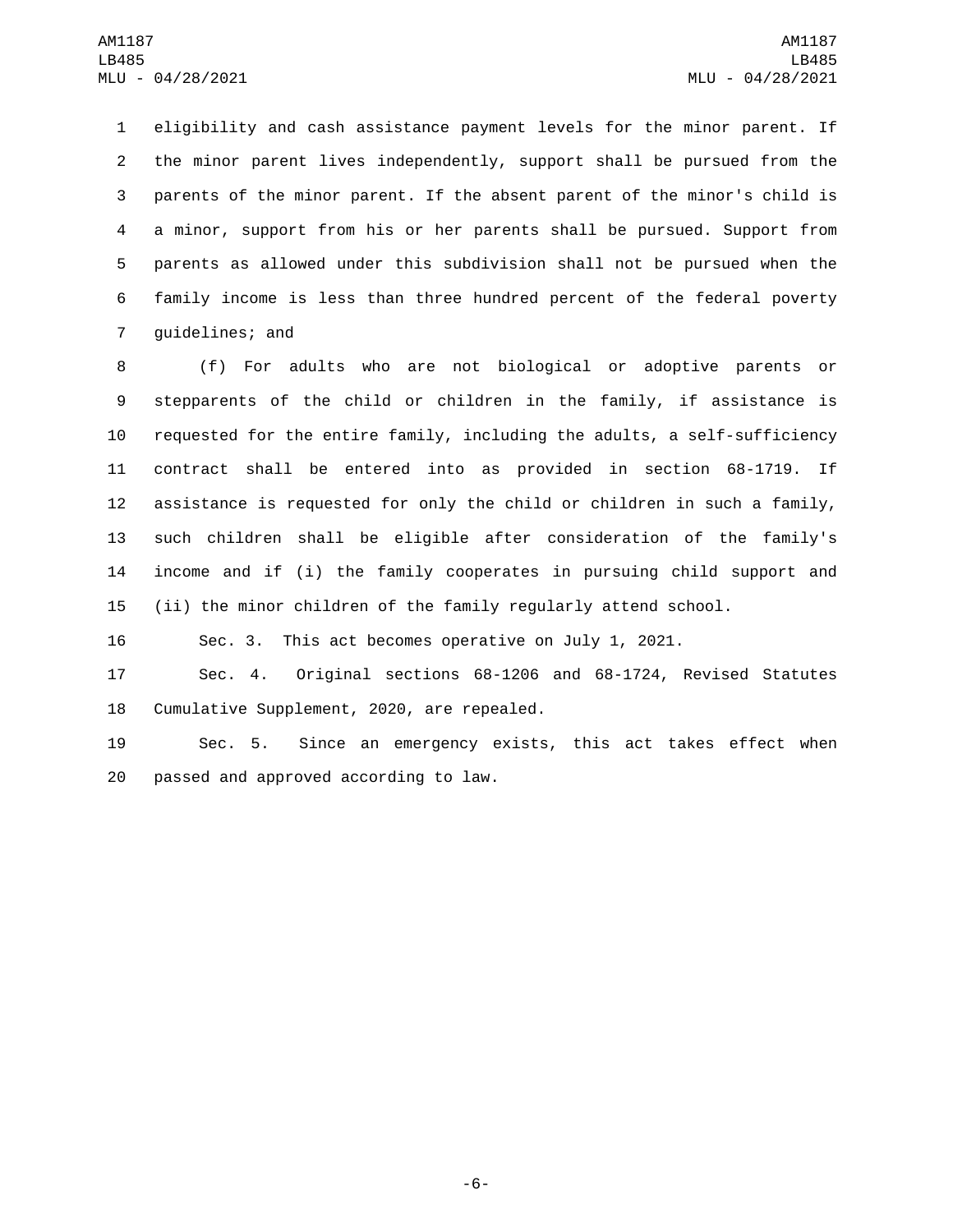eligibility and cash assistance payment levels for the minor parent. If the minor parent lives independently, support shall be pursued from the parents of the minor parent. If the absent parent of the minor's child is a minor, support from his or her parents shall be pursued. Support from parents as allowed under this subdivision shall not be pursued when the family income is less than three hundred percent of the federal poverty guidelines; and

(f) For adults who are not biological or adoptive parents or stepparents of the child or children in the family, if assistance is requested for the entire family, including the adults, a self-sufficiency contract shall be entered into as provided in section 68-1719. If assistance is requested for only the child or children in such a family, such children shall be eligible after consideration of the family's income and if (i) the family cooperates in pursuing child support and (ii) the minor children of the family regularly attend school.

Sec. 3. This act becomes operative on July 1, 2021.

Sec. 4. Original sections 68-1206 and 68-1724, Revised Statutes Cumulative Supplement, 2020, are repealed.

Sec. 5. Since an emergency exists, this act takes effect when passed and approved according to law.